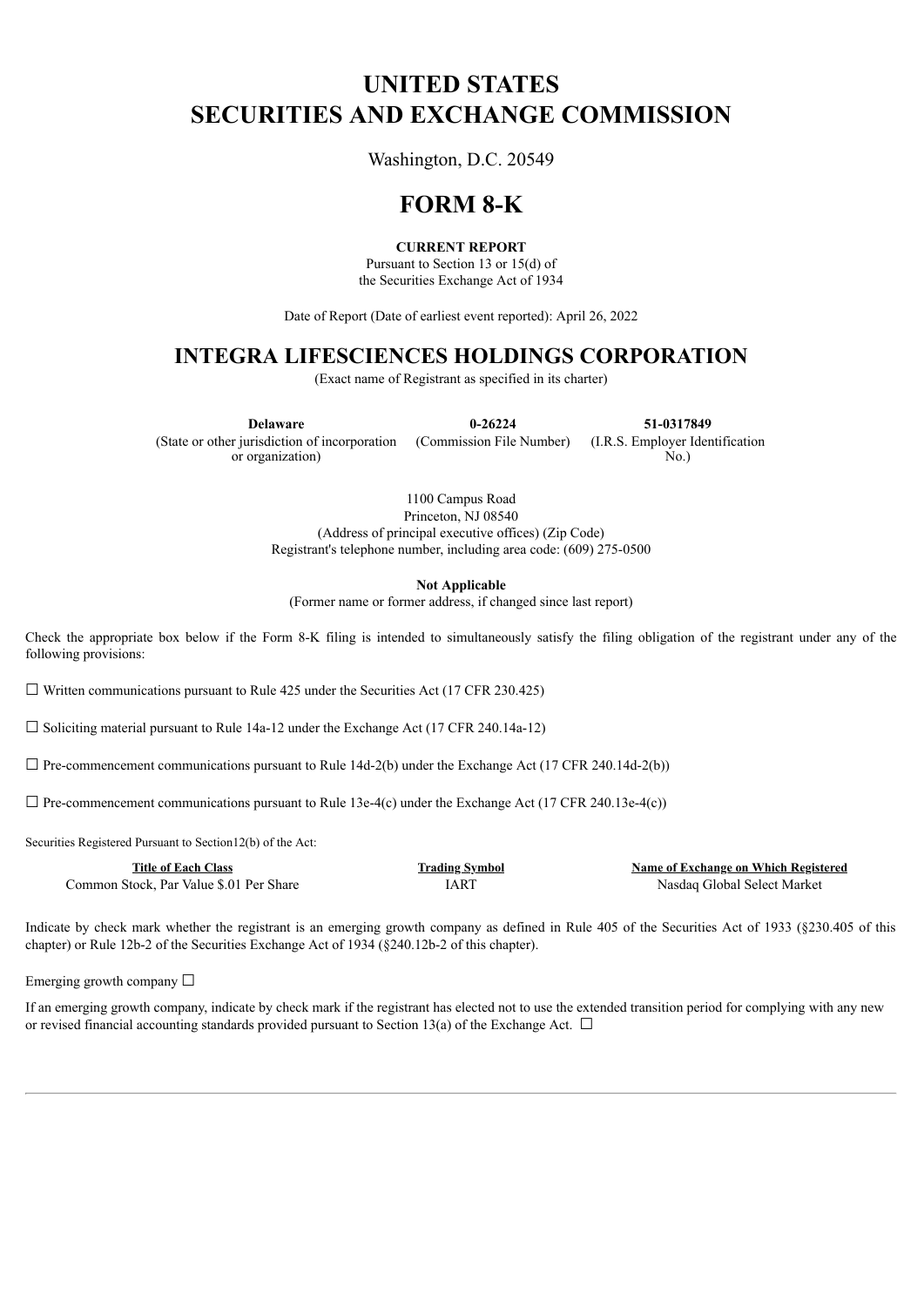# UNITED STATES
# SECURITIES AND EXCHANGE COMMISSION

Washington, D.C. 20549

# FORM 8-K

**CURRENT REPORT**
Pursuant to Section 13 or 15(d) of
the Securities Exchange Act of 1934

Date of Report (Date of earliest event reported): April 26, 2022

## INTEGRA LIFESCIENCES HOLDINGS CORPORATION

(Exact name of Registrant as specified in its charter)

| **Delaware** | **0-26224** | **51-0317849** |
|---|---|---|
| (State or other jurisdiction of incorporation or organization) | (Commission File Number) | (I.R.S. Employer Identification No.) |

1100 Campus Road
Princeton, NJ 08540
(Address of principal executive offices) (Zip Code)
Registrant's telephone number, including area code: (609) 275-0500

**Not Applicable**
(Former name or former address, if changed since last report)

Check the appropriate box below if the Form 8-K filing is intended to simultaneously satisfy the filing obligation of the registrant under any of the following provisions:

☐ Written communications pursuant to Rule 425 under the Securities Act (17 CFR 230.425)

☐ Soliciting material pursuant to Rule 14a-12 under the Exchange Act (17 CFR 240.14a-12)

☐ Pre-commencement communications pursuant to Rule 14d-2(b) under the Exchange Act (17 CFR 240.14d-2(b))

☐ Pre-commencement communications pursuant to Rule 13e-4(c) under the Exchange Act (17 CFR 240.13e-4(c))

Securities Registered Pursuant to Section12(b) of the Act:

| Title of Each Class | Trading Symbol | Name of Exchange on Which Registered |
|---|---|---|
| Common Stock, Par Value $.01 Per Share | IART | Nasdaq Global Select Market |

Indicate by check mark whether the registrant is an emerging growth company as defined in Rule 405 of the Securities Act of 1933 (§230.405 of this chapter) or Rule 12b-2 of the Securities Exchange Act of 1934 (§240.12b-2 of this chapter).

Emerging growth company ☐

If an emerging growth company, indicate by check mark if the registrant has elected not to use the extended transition period for complying with any new or revised financial accounting standards provided pursuant to Section 13(a) of the Exchange Act. ☐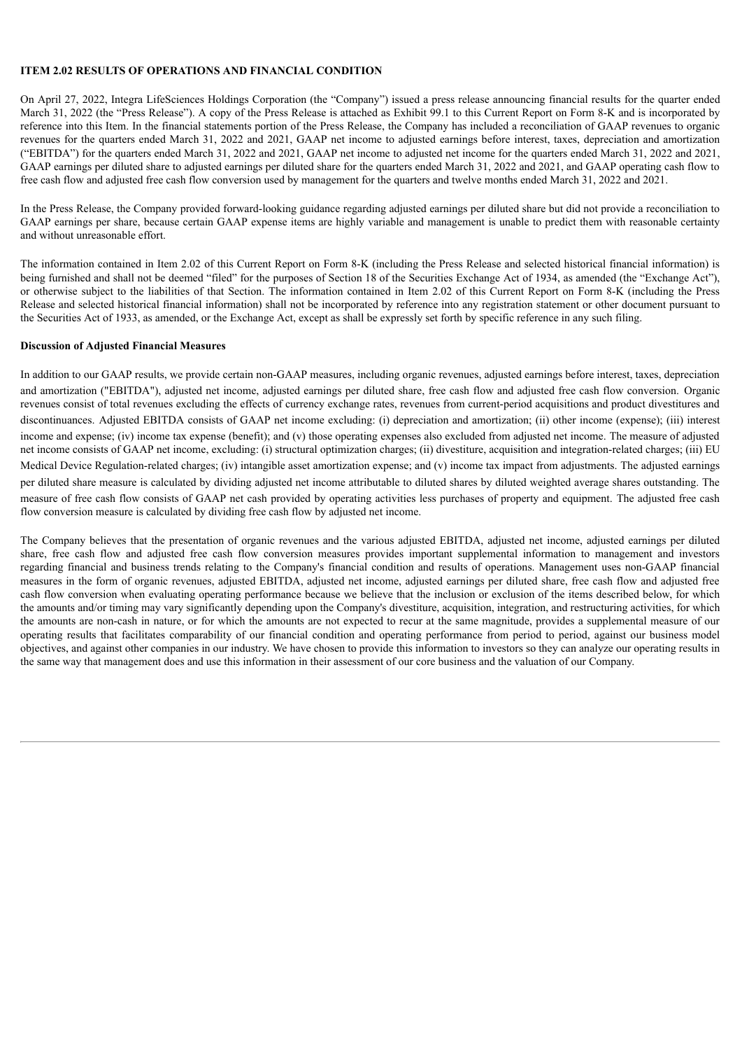**ITEM 2.02 RESULTS OF OPERATIONS AND FINANCIAL CONDITION**

On April 27, 2022, Integra LifeSciences Holdings Corporation (the "Company") issued a press release announcing financial results for the quarter ended March 31, 2022 (the "Press Release"). A copy of the Press Release is attached as Exhibit 99.1 to this Current Report on Form 8-K and is incorporated by reference into this Item. In the financial statements portion of the Press Release, the Company has included a reconciliation of GAAP revenues to organic revenues for the quarters ended March 31, 2022 and 2021, GAAP net income to adjusted earnings before interest, taxes, depreciation and amortization ("EBITDA") for the quarters ended March 31, 2022 and 2021, GAAP net income to adjusted net income for the quarters ended March 31, 2022 and 2021, GAAP earnings per diluted share to adjusted earnings per diluted share for the quarters ended March 31, 2022 and 2021, and GAAP operating cash flow to free cash flow and adjusted free cash flow conversion used by management for the quarters and twelve months ended March 31, 2022 and 2021.

In the Press Release, the Company provided forward-looking guidance regarding adjusted earnings per diluted share but did not provide a reconciliation to GAAP earnings per share, because certain GAAP expense items are highly variable and management is unable to predict them with reasonable certainty and without unreasonable effort.

The information contained in Item 2.02 of this Current Report on Form 8-K (including the Press Release and selected historical financial information) is being furnished and shall not be deemed "filed" for the purposes of Section 18 of the Securities Exchange Act of 1934, as amended (the "Exchange Act"), or otherwise subject to the liabilities of that Section. The information contained in Item 2.02 of this Current Report on Form 8-K (including the Press Release and selected historical financial information) shall not be incorporated by reference into any registration statement or other document pursuant to the Securities Act of 1933, as amended, or the Exchange Act, except as shall be expressly set forth by specific reference in any such filing.

**Discussion of Adjusted Financial Measures**

In addition to our GAAP results, we provide certain non-GAAP measures, including organic revenues, adjusted earnings before interest, taxes, depreciation and amortization ("EBITDA"), adjusted net income, adjusted earnings per diluted share, free cash flow and adjusted free cash flow conversion. Organic revenues consist of total revenues excluding the effects of currency exchange rates, revenues from current-period acquisitions and product divestitures and discontinuances. Adjusted EBITDA consists of GAAP net income excluding: (i) depreciation and amortization; (ii) other income (expense); (iii) interest income and expense; (iv) income tax expense (benefit); and (v) those operating expenses also excluded from adjusted net income. The measure of adjusted net income consists of GAAP net income, excluding: (i) structural optimization charges; (ii) divestiture, acquisition and integration-related charges; (iii) EU Medical Device Regulation-related charges; (iv) intangible asset amortization expense; and (v) income tax impact from adjustments. The adjusted earnings per diluted share measure is calculated by dividing adjusted net income attributable to diluted shares by diluted weighted average shares outstanding. The measure of free cash flow consists of GAAP net cash provided by operating activities less purchases of property and equipment. The adjusted free cash flow conversion measure is calculated by dividing free cash flow by adjusted net income.

The Company believes that the presentation of organic revenues and the various adjusted EBITDA, adjusted net income, adjusted earnings per diluted share, free cash flow and adjusted free cash flow conversion measures provides important supplemental information to management and investors regarding financial and business trends relating to the Company's financial condition and results of operations. Management uses non-GAAP financial measures in the form of organic revenues, adjusted EBITDA, adjusted net income, adjusted earnings per diluted share, free cash flow and adjusted free cash flow conversion when evaluating operating performance because we believe that the inclusion or exclusion of the items described below, for which the amounts and/or timing may vary significantly depending upon the Company's divestiture, acquisition, integration, and restructuring activities, for which the amounts are non-cash in nature, or for which the amounts are not expected to recur at the same magnitude, provides a supplemental measure of our operating results that facilitates comparability of our financial condition and operating performance from period to period, against our business model objectives, and against other companies in our industry. We have chosen to provide this information to investors so they can analyze our operating results in the same way that management does and use this information in their assessment of our core business and the valuation of our Company.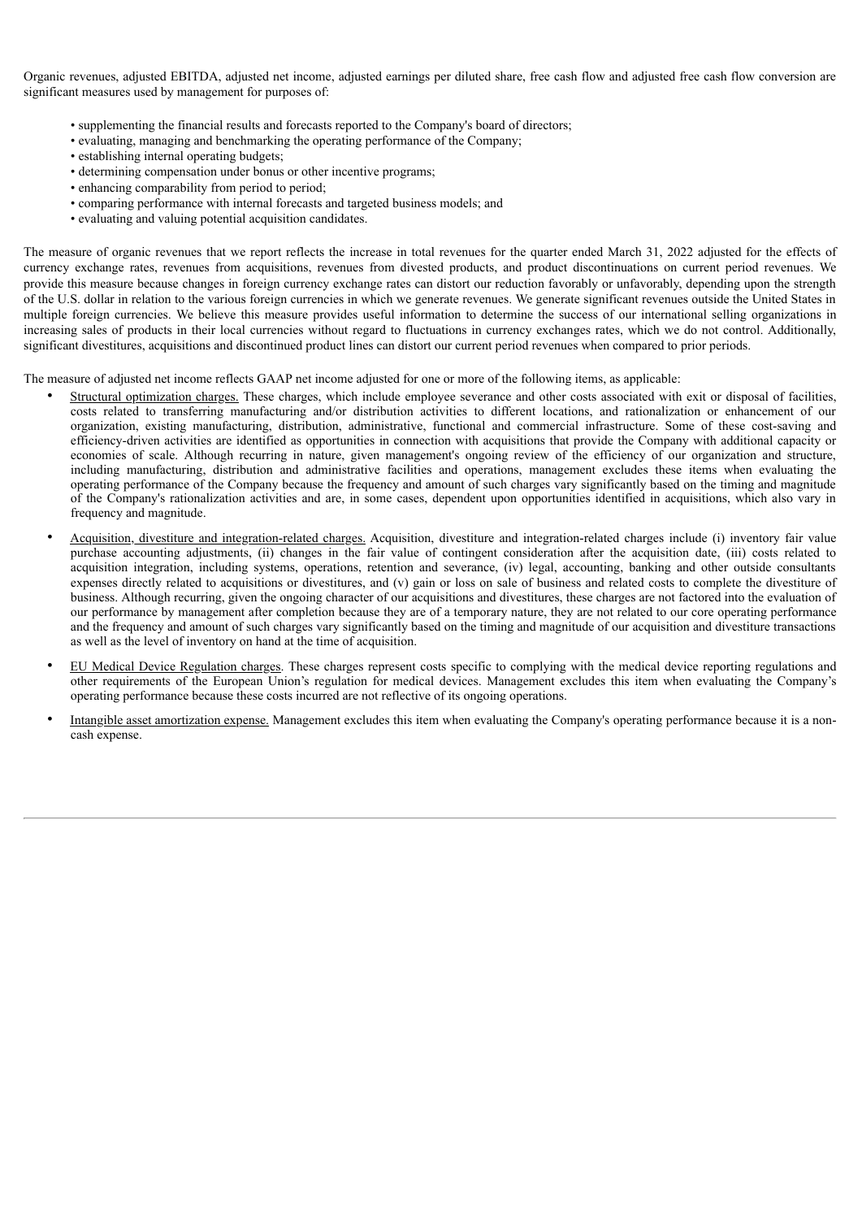Organic revenues, adjusted EBITDA, adjusted net income, adjusted earnings per diluted share, free cash flow and adjusted free cash flow conversion are significant measures used by management for purposes of:

- supplementing the financial results and forecasts reported to the Company's board of directors;
- evaluating, managing and benchmarking the operating performance of the Company;
- establishing internal operating budgets;
- determining compensation under bonus or other incentive programs;
- enhancing comparability from period to period;
- comparing performance with internal forecasts and targeted business models; and
- evaluating and valuing potential acquisition candidates.

The measure of organic revenues that we report reflects the increase in total revenues for the quarter ended March 31, 2022 adjusted for the effects of currency exchange rates, revenues from acquisitions, revenues from divested products, and product discontinuations on current period revenues. We provide this measure because changes in foreign currency exchange rates can distort our reduction favorably or unfavorably, depending upon the strength of the U.S. dollar in relation to the various foreign currencies in which we generate revenues. We generate significant revenues outside the United States in multiple foreign currencies. We believe this measure provides useful information to determine the success of our international selling organizations in increasing sales of products in their local currencies without regard to fluctuations in currency exchanges rates, which we do not control. Additionally, significant divestitures, acquisitions and discontinued product lines can distort our current period revenues when compared to prior periods.

The measure of adjusted net income reflects GAAP net income adjusted for one or more of the following items, as applicable:

- Structural optimization charges. These charges, which include employee severance and other costs associated with exit or disposal of facilities, costs related to transferring manufacturing and/or distribution activities to different locations, and rationalization or enhancement of our organization, existing manufacturing, distribution, administrative, functional and commercial infrastructure. Some of these cost-saving and efficiency-driven activities are identified as opportunities in connection with acquisitions that provide the Company with additional capacity or economies of scale. Although recurring in nature, given management's ongoing review of the efficiency of our organization and structure, including manufacturing, distribution and administrative facilities and operations, management excludes these items when evaluating the operating performance of the Company because the frequency and amount of such charges vary significantly based on the timing and magnitude of the Company's rationalization activities and are, in some cases, dependent upon opportunities identified in acquisitions, which also vary in frequency and magnitude.

- Acquisition, divestiture and integration-related charges. Acquisition, divestiture and integration-related charges include (i) inventory fair value purchase accounting adjustments, (ii) changes in the fair value of contingent consideration after the acquisition date, (iii) costs related to acquisition integration, including systems, operations, retention and severance, (iv) legal, accounting, banking and other outside consultants expenses directly related to acquisitions or divestitures, and (v) gain or loss on sale of business and related costs to complete the divestiture of business. Although recurring, given the ongoing character of our acquisitions and divestitures, these charges are not factored into the evaluation of our performance by management after completion because they are of a temporary nature, they are not related to our core operating performance and the frequency and amount of such charges vary significantly based on the timing and magnitude of our acquisition and divestiture transactions as well as the level of inventory on hand at the time of acquisition.

- EU Medical Device Regulation charges. These charges represent costs specific to complying with the medical device reporting regulations and other requirements of the European Union's regulation for medical devices. Management excludes this item when evaluating the Company's operating performance because these costs incurred are not reflective of its ongoing operations.

- Intangible asset amortization expense. Management excludes this item when evaluating the Company's operating performance because it is a non-cash expense.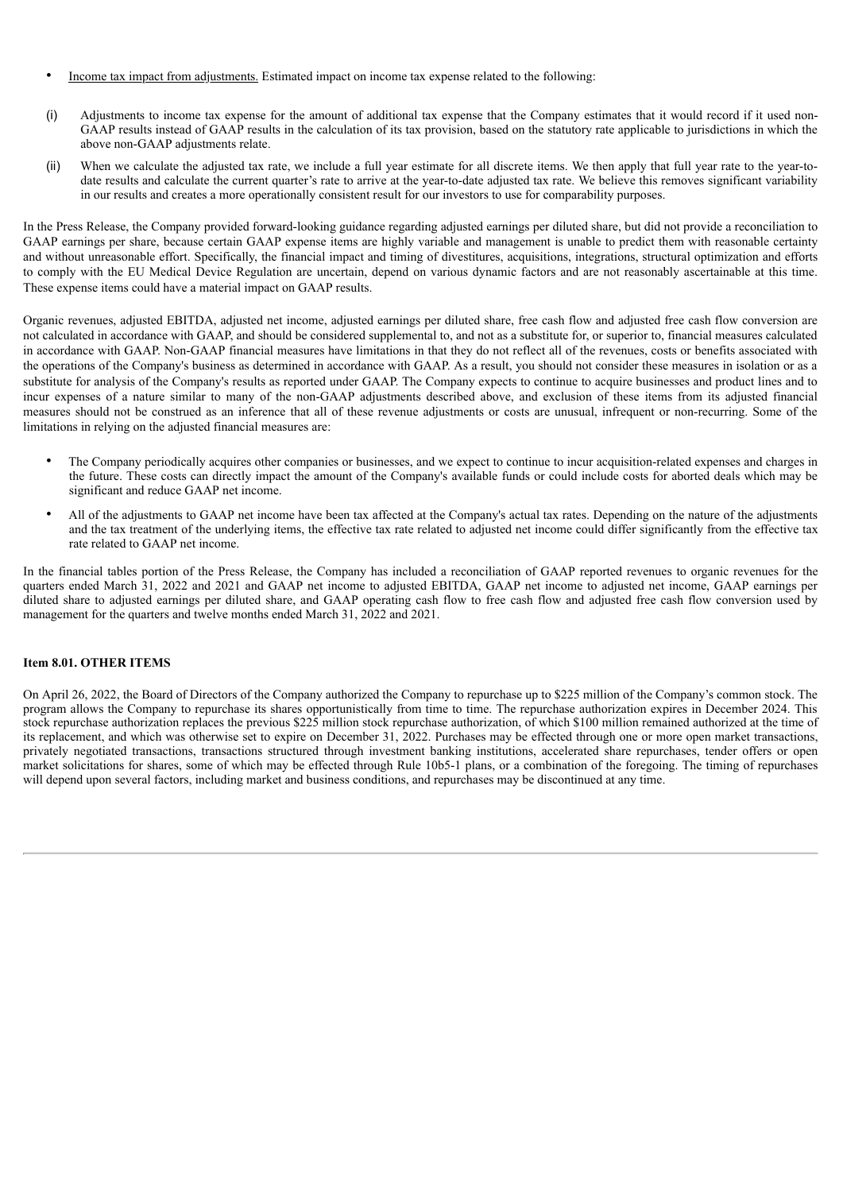- Income tax impact from adjustments. Estimated impact on income tax expense related to the following:

(i) Adjustments to income tax expense for the amount of additional tax expense that the Company estimates that it would record if it used non-GAAP results instead of GAAP results in the calculation of its tax provision, based on the statutory rate applicable to jurisdictions in which the above non-GAAP adjustments relate.

(ii) When we calculate the adjusted tax rate, we include a full year estimate for all discrete items. We then apply that full year rate to the year-to-date results and calculate the current quarter's rate to arrive at the year-to-date adjusted tax rate. We believe this removes significant variability in our results and creates a more operationally consistent result for our investors to use for comparability purposes.

In the Press Release, the Company provided forward-looking guidance regarding adjusted earnings per diluted share, but did not provide a reconciliation to GAAP earnings per share, because certain GAAP expense items are highly variable and management is unable to predict them with reasonable certainty and without unreasonable effort. Specifically, the financial impact and timing of divestitures, acquisitions, integrations, structural optimization and efforts to comply with the EU Medical Device Regulation are uncertain, depend on various dynamic factors and are not reasonably ascertainable at this time. These expense items could have a material impact on GAAP results.

Organic revenues, adjusted EBITDA, adjusted net income, adjusted earnings per diluted share, free cash flow and adjusted free cash flow conversion are not calculated in accordance with GAAP, and should be considered supplemental to, and not as a substitute for, or superior to, financial measures calculated in accordance with GAAP. Non-GAAP financial measures have limitations in that they do not reflect all of the revenues, costs or benefits associated with the operations of the Company's business as determined in accordance with GAAP. As a result, you should not consider these measures in isolation or as a substitute for analysis of the Company's results as reported under GAAP. The Company expects to continue to acquire businesses and product lines and to incur expenses of a nature similar to many of the non-GAAP adjustments described above, and exclusion of these items from its adjusted financial measures should not be construed as an inference that all of these revenue adjustments or costs are unusual, infrequent or non-recurring. Some of the limitations in relying on the adjusted financial measures are:

- The Company periodically acquires other companies or businesses, and we expect to continue to incur acquisition-related expenses and charges in the future. These costs can directly impact the amount of the Company's available funds or could include costs for aborted deals which may be significant and reduce GAAP net income.
- All of the adjustments to GAAP net income have been tax affected at the Company's actual tax rates. Depending on the nature of the adjustments and the tax treatment of the underlying items, the effective tax rate related to adjusted net income could differ significantly from the effective tax rate related to GAAP net income.

In the financial tables portion of the Press Release, the Company has included a reconciliation of GAAP reported revenues to organic revenues for the quarters ended March 31, 2022 and 2021 and GAAP net income to adjusted EBITDA, GAAP net income to adjusted net income, GAAP earnings per diluted share to adjusted earnings per diluted share, and GAAP operating cash flow to free cash flow and adjusted free cash flow conversion used by management for the quarters and twelve months ended March 31, 2022 and 2021.

**Item 8.01. OTHER ITEMS**

On April 26, 2022, the Board of Directors of the Company authorized the Company to repurchase up to $225 million of the Company's common stock. The program allows the Company to repurchase its shares opportunistically from time to time. The repurchase authorization expires in December 2024. This stock repurchase authorization replaces the previous $225 million stock repurchase authorization, of which $100 million remained authorized at the time of its replacement, and which was otherwise set to expire on December 31, 2022. Purchases may be effected through one or more open market transactions, privately negotiated transactions, transactions structured through investment banking institutions, accelerated share repurchases, tender offers or open market solicitations for shares, some of which may be effected through Rule 10b5-1 plans, or a combination of the foregoing. The timing of repurchases will depend upon several factors, including market and business conditions, and repurchases may be discontinued at any time.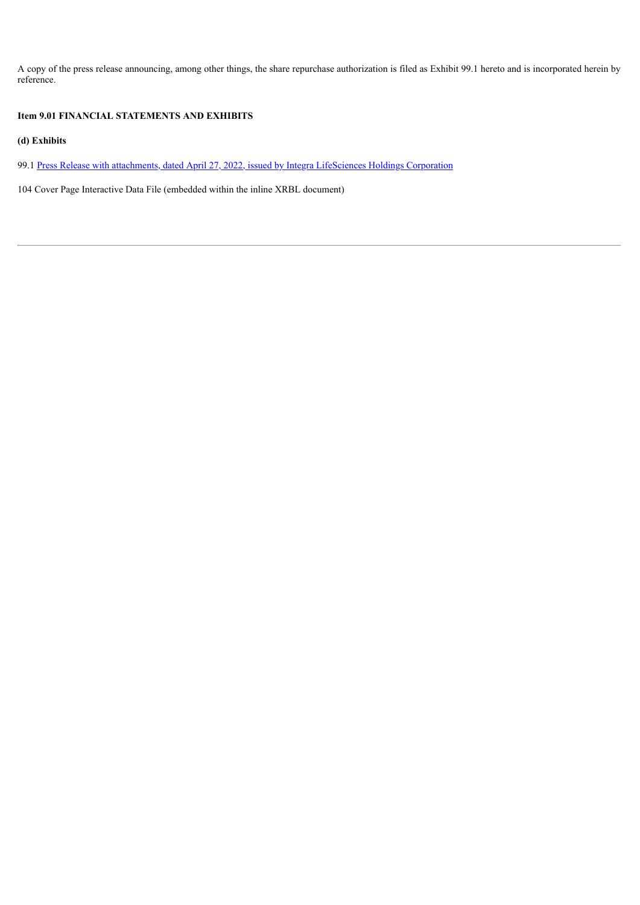A copy of the press release announcing, among other things, the share repurchase authorization is filed as Exhibit 99.1 hereto and is incorporated herein by reference.

**Item 9.01 FINANCIAL STATEMENTS AND EXHIBITS**

**(d) Exhibits**

99.1 Press Release with attachments, dated April 27, 2022, issued by Integra LifeSciences Holdings Corporation

104 Cover Page Interactive Data File (embedded within the inline XRBL document)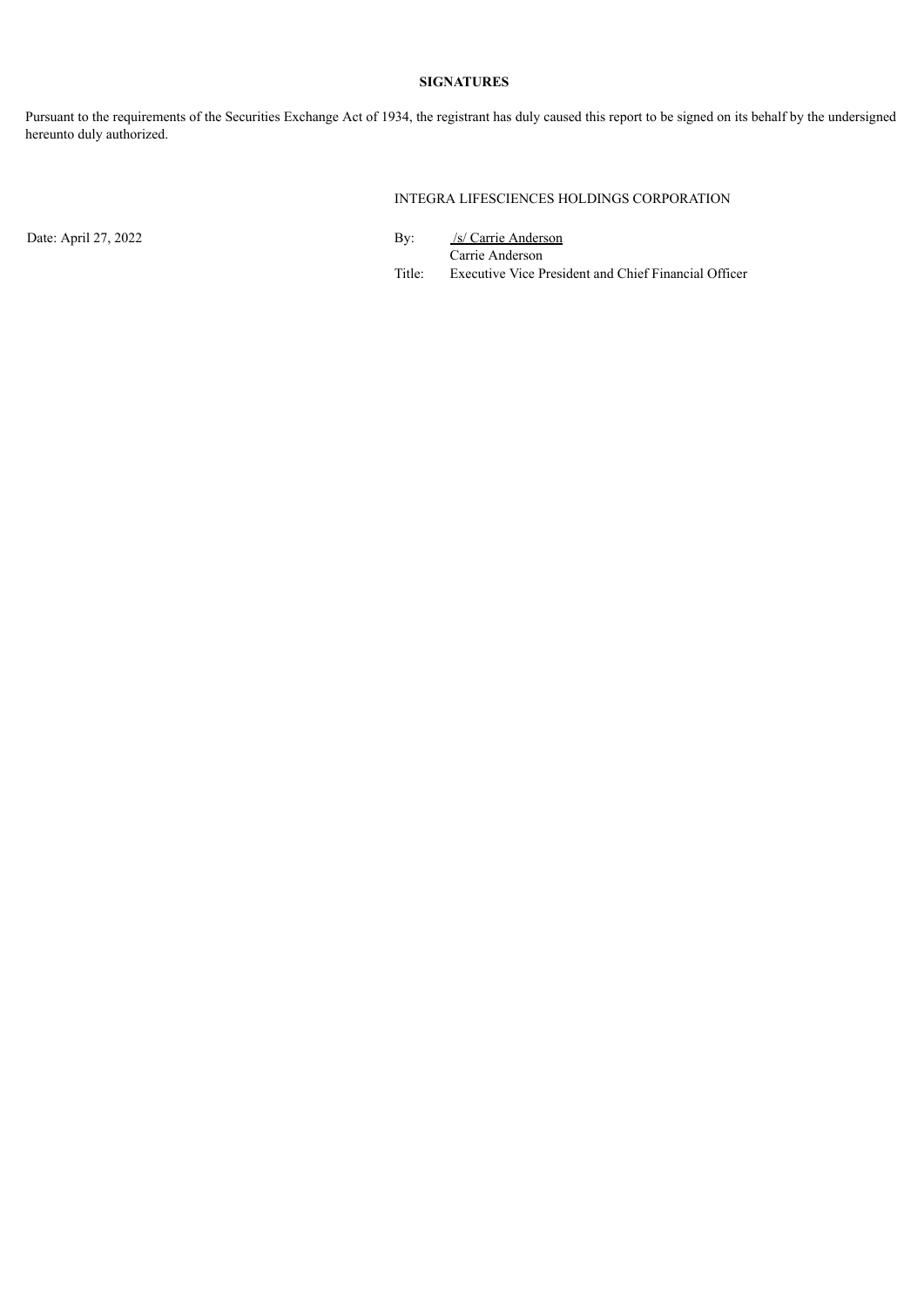**SIGNATURES**

Pursuant to the requirements of the Securities Exchange Act of 1934, the registrant has duly caused this report to be signed on its behalf by the undersigned hereunto duly authorized.

INTEGRA LIFESCIENCES HOLDINGS CORPORATION

Date: April 27, 2022

By: /s/ Carrie Anderson
Carrie Anderson
Title: Executive Vice President and Chief Financial Officer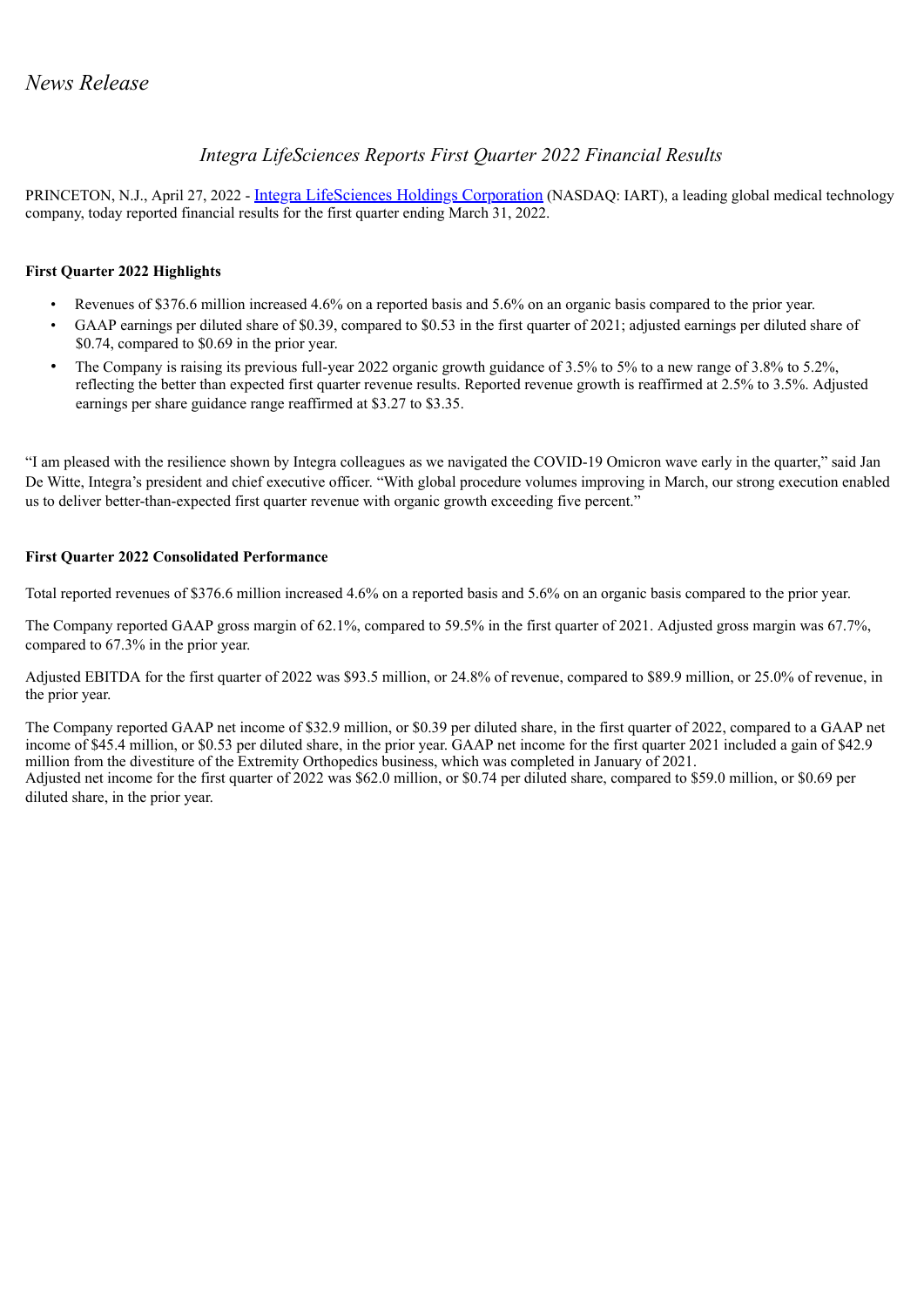*News Release*

## *Integra LifeSciences Reports First Quarter 2022 Financial Results*

PRINCETON, N.J., April 27, 2022 - [Integra LifeSciences Holdings Corporation](Integra LifeSciences Holdings Corporation) (NASDAQ: IART), a leading global medical technology company, today reported financial results for the first quarter ending March 31, 2022.

**First Quarter 2022 Highlights**

- Revenues of $376.6 million increased 4.6% on a reported basis and 5.6% on an organic basis compared to the prior year.
- GAAP earnings per diluted share of $0.39, compared to $0.53 in the first quarter of 2021; adjusted earnings per diluted share of $0.74, compared to $0.69 in the prior year.
- The Company is raising its previous full-year 2022 organic growth guidance of 3.5% to 5% to a new range of 3.8% to 5.2%, reflecting the better than expected first quarter revenue results. Reported revenue growth is reaffirmed at 2.5% to 3.5%. Adjusted earnings per share guidance range reaffirmed at $3.27 to $3.35.

"I am pleased with the resilience shown by Integra colleagues as we navigated the COVID-19 Omicron wave early in the quarter," said Jan De Witte, Integra's president and chief executive officer. "With global procedure volumes improving in March, our strong execution enabled us to deliver better-than-expected first quarter revenue with organic growth exceeding five percent."

**First Quarter 2022 Consolidated Performance**

Total reported revenues of $376.6 million increased 4.6% on a reported basis and 5.6% on an organic basis compared to the prior year.

The Company reported GAAP gross margin of 62.1%, compared to 59.5% in the first quarter of 2021. Adjusted gross margin was 67.7%, compared to 67.3% in the prior year.

Adjusted EBITDA for the first quarter of 2022 was $93.5 million, or 24.8% of revenue, compared to $89.9 million, or 25.0% of revenue, in the prior year.

The Company reported GAAP net income of $32.9 million, or $0.39 per diluted share, in the first quarter of 2022, compared to a GAAP net income of $45.4 million, or $0.53 per diluted share, in the prior year. GAAP net income for the first quarter 2021 included a gain of $42.9 million from the divestiture of the Extremity Orthopedics business, which was completed in January of 2021.
Adjusted net income for the first quarter of 2022 was $62.0 million, or $0.74 per diluted share, compared to $59.0 million, or $0.69 per diluted share, in the prior year.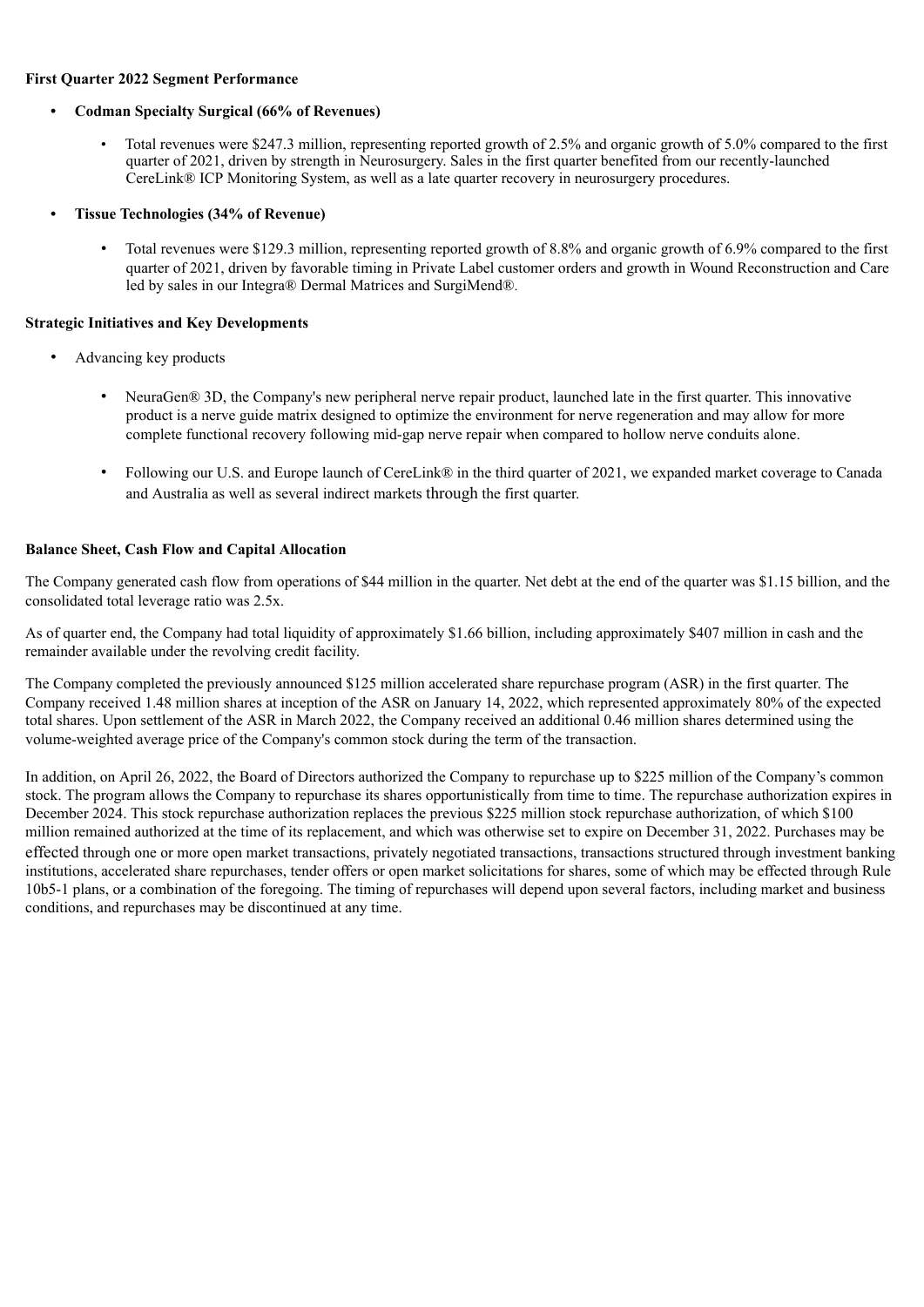**First Quarter 2022 Segment Performance**

- **Codman Specialty Surgical (66% of Revenues)**
  - Total revenues were $247.3 million, representing reported growth of 2.5% and organic growth of 5.0% compared to the first quarter of 2021, driven by strength in Neurosurgery. Sales in the first quarter benefited from our recently-launched CereLink® ICP Monitoring System, as well as a late quarter recovery in neurosurgery procedures.
- **Tissue Technologies (34% of Revenue)**
  - Total revenues were $129.3 million, representing reported growth of 8.8% and organic growth of 6.9% compared to the first quarter of 2021, driven by favorable timing in Private Label customer orders and growth in Wound Reconstruction and Care led by sales in our Integra® Dermal Matrices and SurgiMend®.

**Strategic Initiatives and Key Developments**

- Advancing key products
  - NeuraGen® 3D, the Company's new peripheral nerve repair product, launched late in the first quarter. This innovative product is a nerve guide matrix designed to optimize the environment for nerve regeneration and may allow for more complete functional recovery following mid-gap nerve repair when compared to hollow nerve conduits alone.
  - Following our U.S. and Europe launch of CereLink® in the third quarter of 2021, we expanded market coverage to Canada and Australia as well as several indirect markets through the first quarter.

**Balance Sheet, Cash Flow and Capital Allocation**

The Company generated cash flow from operations of $44 million in the quarter. Net debt at the end of the quarter was $1.15 billion, and the consolidated total leverage ratio was 2.5x.

As of quarter end, the Company had total liquidity of approximately $1.66 billion, including approximately $407 million in cash and the remainder available under the revolving credit facility.

The Company completed the previously announced $125 million accelerated share repurchase program (ASR) in the first quarter. The Company received 1.48 million shares at inception of the ASR on January 14, 2022, which represented approximately 80% of the expected total shares. Upon settlement of the ASR in March 2022, the Company received an additional 0.46 million shares determined using the volume-weighted average price of the Company's common stock during the term of the transaction.

In addition, on April 26, 2022, the Board of Directors authorized the Company to repurchase up to $225 million of the Company's common stock. The program allows the Company to repurchase its shares opportunistically from time to time. The repurchase authorization expires in December 2024. This stock repurchase authorization replaces the previous $225 million stock repurchase authorization, of which $100 million remained authorized at the time of its replacement, and which was otherwise set to expire on December 31, 2022. Purchases may be effected through one or more open market transactions, privately negotiated transactions, transactions structured through investment banking institutions, accelerated share repurchases, tender offers or open market solicitations for shares, some of which may be effected through Rule 10b5-1 plans, or a combination of the foregoing. The timing of repurchases will depend upon several factors, including market and business conditions, and repurchases may be discontinued at any time.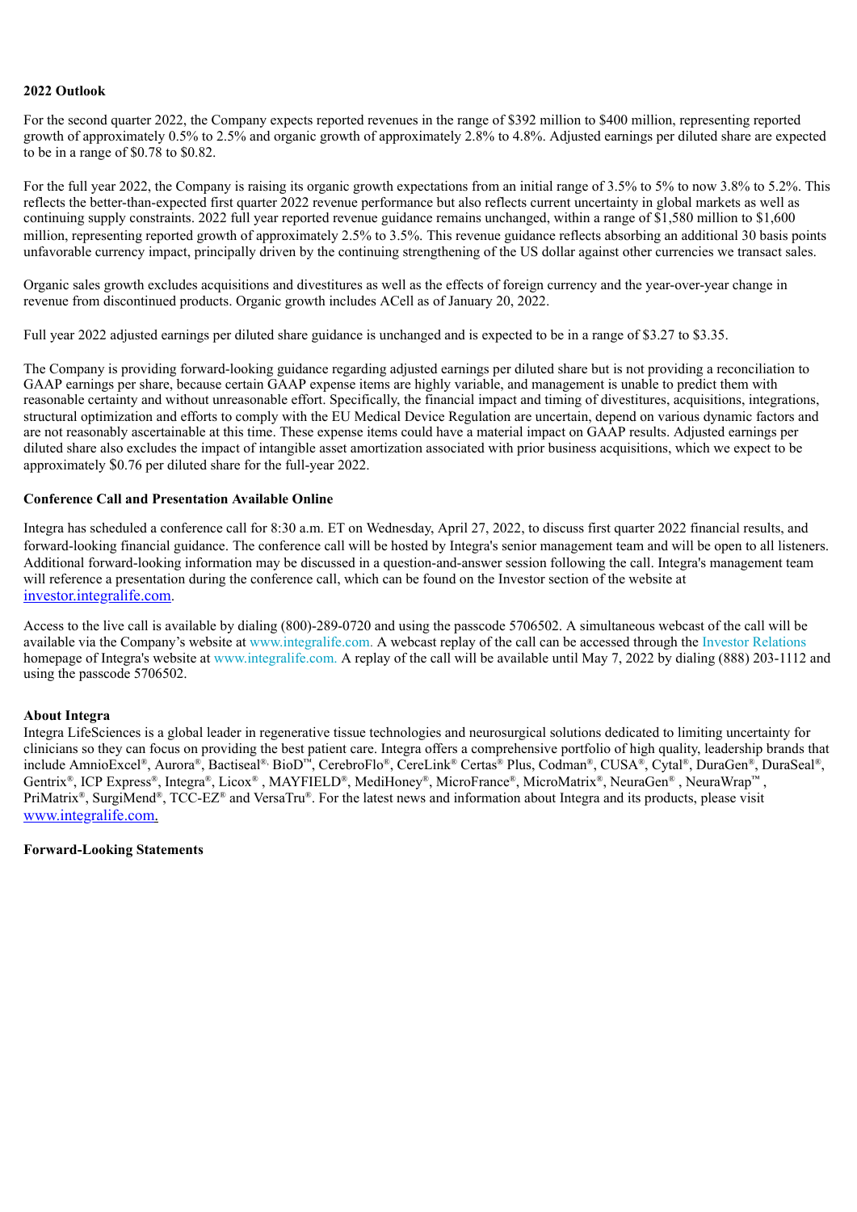**2022 Outlook**

For the second quarter 2022, the Company expects reported revenues in the range of $392 million to $400 million, representing reported growth of approximately 0.5% to 2.5% and organic growth of approximately 2.8% to 4.8%. Adjusted earnings per diluted share are expected to be in a range of $0.78 to $0.82.

For the full year 2022, the Company is raising its organic growth expectations from an initial range of 3.5% to 5% to now 3.8% to 5.2%. This reflects the better-than-expected first quarter 2022 revenue performance but also reflects current uncertainty in global markets as well as continuing supply constraints. 2022 full year reported revenue guidance remains unchanged, within a range of $1,580 million to $1,600 million, representing reported growth of approximately 2.5% to 3.5%. This revenue guidance reflects absorbing an additional 30 basis points unfavorable currency impact, principally driven by the continuing strengthening of the US dollar against other currencies we transact sales.

Organic sales growth excludes acquisitions and divestitures as well as the effects of foreign currency and the year-over-year change in revenue from discontinued products. Organic growth includes ACell as of January 20, 2022.

Full year 2022 adjusted earnings per diluted share guidance is unchanged and is expected to be in a range of $3.27 to $3.35.

The Company is providing forward-looking guidance regarding adjusted earnings per diluted share but is not providing a reconciliation to GAAP earnings per share, because certain GAAP expense items are highly variable, and management is unable to predict them with reasonable certainty and without unreasonable effort. Specifically, the financial impact and timing of divestitures, acquisitions, integrations, structural optimization and efforts to comply with the EU Medical Device Regulation are uncertain, depend on various dynamic factors and are not reasonably ascertainable at this time. These expense items could have a material impact on GAAP results. Adjusted earnings per diluted share also excludes the impact of intangible asset amortization associated with prior business acquisitions, which we expect to be approximately $0.76 per diluted share for the full-year 2022.

**Conference Call and Presentation Available Online**

Integra has scheduled a conference call for 8:30 a.m. ET on Wednesday, April 27, 2022, to discuss first quarter 2022 financial results, and forward-looking financial guidance. The conference call will be hosted by Integra's senior management team and will be open to all listeners. Additional forward-looking information may be discussed in a question-and-answer session following the call. Integra's management team will reference a presentation during the conference call, which can be found on the Investor section of the website at investor.integralife.com.

Access to the live call is available by dialing (800)-289-0720 and using the passcode 5706502. A simultaneous webcast of the call will be available via the Company's website at www.integralife.com. A webcast replay of the call can be accessed through the Investor Relations homepage of Integra's website at www.integralife.com. A replay of the call will be available until May 7, 2022 by dialing (888) 203-1112 and using the passcode 5706502.

**About Integra**

Integra LifeSciences is a global leader in regenerative tissue technologies and neurosurgical solutions dedicated to limiting uncertainty for clinicians so they can focus on providing the best patient care. Integra offers a comprehensive portfolio of high quality, leadership brands that include AmnioExcel®, Aurora®, Bactiseal®, BioD™, CerebroFlo®, CereLink® Certas® Plus, Codman®, CUSA®, Cytal®, DuraGen®, DuraSeal®, Gentrix®, ICP Express®, Integra®, Licox® , MAYFIELD®, MediHoney®, MicroFrance®, MicroMatrix®, NeuraGen® , NeuraWrap™ , PriMatrix®, SurgiMend®, TCC-EZ® and VersaTru®. For the latest news and information about Integra and its products, please visit www.integralife.com.

**Forward-Looking Statements**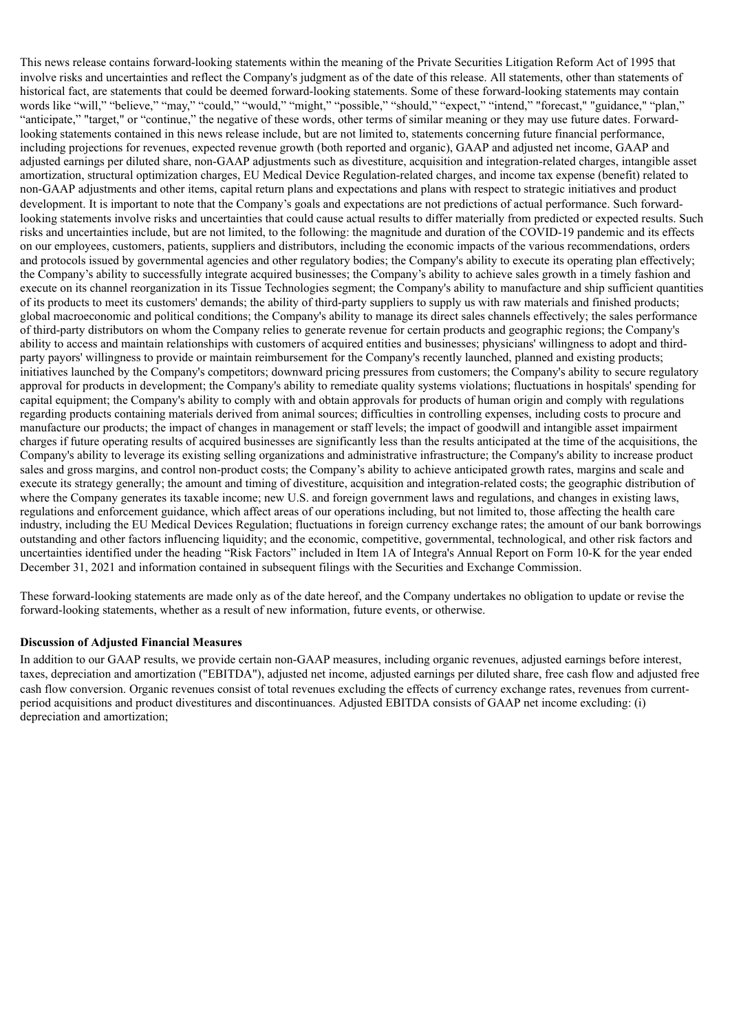This news release contains forward-looking statements within the meaning of the Private Securities Litigation Reform Act of 1995 that involve risks and uncertainties and reflect the Company's judgment as of the date of this release. All statements, other than statements of historical fact, are statements that could be deemed forward-looking statements. Some of these forward-looking statements may contain words like "will," "believe," "may," "could," "would," "might," "possible," "should," "expect," "intend," "forecast," "guidance," "plan," "anticipate," "target," or "continue," the negative of these words, other terms of similar meaning or they may use future dates. Forward-looking statements contained in this news release include, but are not limited to, statements concerning future financial performance, including projections for revenues, expected revenue growth (both reported and organic), GAAP and adjusted net income, GAAP and adjusted earnings per diluted share, non-GAAP adjustments such as divestiture, acquisition and integration-related charges, intangible asset amortization, structural optimization charges, EU Medical Device Regulation-related charges, and income tax expense (benefit) related to non-GAAP adjustments and other items, capital return plans and expectations and plans with respect to strategic initiatives and product development. It is important to note that the Company's goals and expectations are not predictions of actual performance. Such forward-looking statements involve risks and uncertainties that could cause actual results to differ materially from predicted or expected results. Such risks and uncertainties include, but are not limited to, the following: the magnitude and duration of the COVID-19 pandemic and its effects on our employees, customers, patients, suppliers and distributors, including the economic impacts of the various recommendations, orders and protocols issued by governmental agencies and other regulatory bodies; the Company's ability to execute its operating plan effectively; the Company's ability to successfully integrate acquired businesses; the Company's ability to achieve sales growth in a timely fashion and execute on its channel reorganization in its Tissue Technologies segment; the Company's ability to manufacture and ship sufficient quantities of its products to meet its customers' demands; the ability of third-party suppliers to supply us with raw materials and finished products; global macroeconomic and political conditions; the Company's ability to manage its direct sales channels effectively; the sales performance of third-party distributors on whom the Company relies to generate revenue for certain products and geographic regions; the Company's ability to access and maintain relationships with customers of acquired entities and businesses; physicians' willingness to adopt and third-party payors' willingness to provide or maintain reimbursement for the Company's recently launched, planned and existing products; initiatives launched by the Company's competitors; downward pricing pressures from customers; the Company's ability to secure regulatory approval for products in development; the Company's ability to remediate quality systems violations; fluctuations in hospitals' spending for capital equipment; the Company's ability to comply with and obtain approvals for products of human origin and comply with regulations regarding products containing materials derived from animal sources; difficulties in controlling expenses, including costs to procure and manufacture our products; the impact of changes in management or staff levels; the impact of goodwill and intangible asset impairment charges if future operating results of acquired businesses are significantly less than the results anticipated at the time of the acquisitions, the Company's ability to leverage its existing selling organizations and administrative infrastructure; the Company's ability to increase product sales and gross margins, and control non-product costs; the Company's ability to achieve anticipated growth rates, margins and scale and execute its strategy generally; the amount and timing of divestiture, acquisition and integration-related costs; the geographic distribution of where the Company generates its taxable income; new U.S. and foreign government laws and regulations, and changes in existing laws, regulations and enforcement guidance, which affect areas of our operations including, but not limited to, those affecting the health care industry, including the EU Medical Devices Regulation; fluctuations in foreign currency exchange rates; the amount of our bank borrowings outstanding and other factors influencing liquidity; and the economic, competitive, governmental, technological, and other risk factors and uncertainties identified under the heading "Risk Factors" included in Item 1A of Integra's Annual Report on Form 10-K for the year ended December 31, 2021 and information contained in subsequent filings with the Securities and Exchange Commission.

These forward-looking statements are made only as of the date hereof, and the Company undertakes no obligation to update or revise the forward-looking statements, whether as a result of new information, future events, or otherwise.

**Discussion of Adjusted Financial Measures**

In addition to our GAAP results, we provide certain non-GAAP measures, including organic revenues, adjusted earnings before interest, taxes, depreciation and amortization ("EBITDA"), adjusted net income, adjusted earnings per diluted share, free cash flow and adjusted free cash flow conversion. Organic revenues consist of total revenues excluding the effects of currency exchange rates, revenues from current-period acquisitions and product divestitures and discontinuances. Adjusted EBITDA consists of GAAP net income excluding: (i) depreciation and amortization;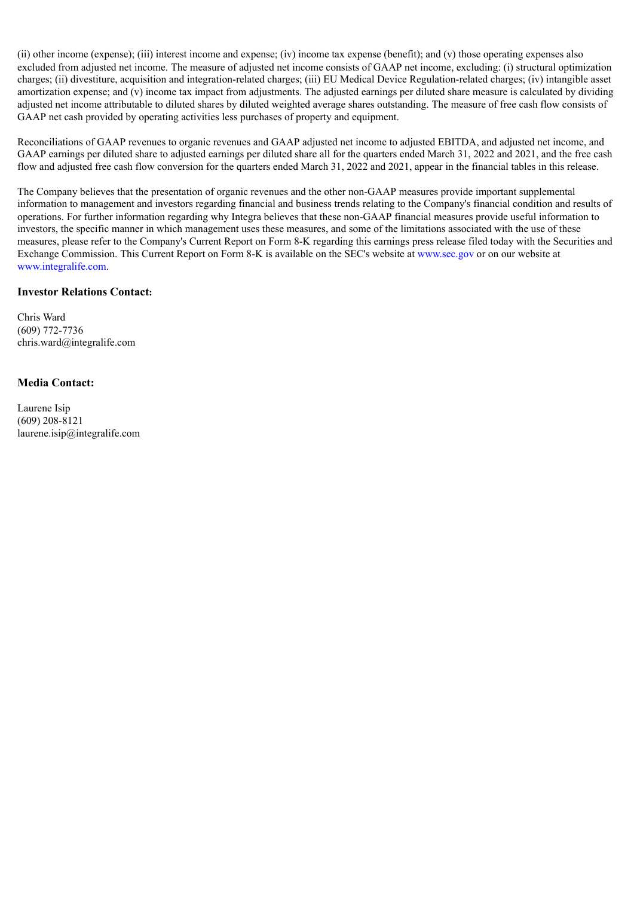(ii) other income (expense); (iii) interest income and expense; (iv) income tax expense (benefit); and (v) those operating expenses also excluded from adjusted net income. The measure of adjusted net income consists of GAAP net income, excluding: (i) structural optimization charges; (ii) divestiture, acquisition and integration-related charges; (iii) EU Medical Device Regulation-related charges; (iv) intangible asset amortization expense; and (v) income tax impact from adjustments. The adjusted earnings per diluted share measure is calculated by dividing adjusted net income attributable to diluted shares by diluted weighted average shares outstanding. The measure of free cash flow consists of GAAP net cash provided by operating activities less purchases of property and equipment.

Reconciliations of GAAP revenues to organic revenues and GAAP adjusted net income to adjusted EBITDA, and adjusted net income, and GAAP earnings per diluted share to adjusted earnings per diluted share all for the quarters ended March 31, 2022 and 2021, and the free cash flow and adjusted free cash flow conversion for the quarters ended March 31, 2022 and 2021, appear in the financial tables in this release.

The Company believes that the presentation of organic revenues and the other non-GAAP measures provide important supplemental information to management and investors regarding financial and business trends relating to the Company's financial condition and results of operations. For further information regarding why Integra believes that these non-GAAP financial measures provide useful information to investors, the specific manner in which management uses these measures, and some of the limitations associated with the use of these measures, please refer to the Company's Current Report on Form 8-K regarding this earnings press release filed today with the Securities and Exchange Commission. This Current Report on Form 8-K is available on the SEC's website at www.sec.gov or on our website at www.integralife.com.

**Investor Relations Contact:**

Chris Ward
(609) 772-7736
chris.ward@integralife.com

**Media Contact:**

Laurene Isip
(609) 208-8121
laurene.isip@integralife.com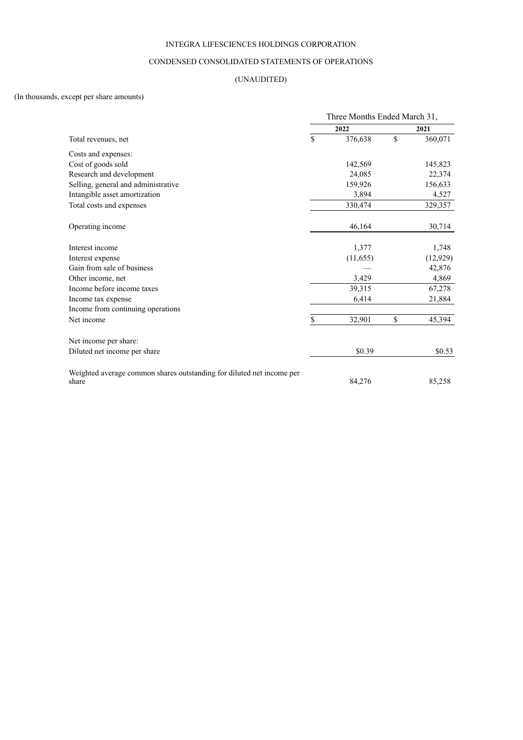INTEGRA LIFESCIENCES HOLDINGS CORPORATION

CONDENSED CONSOLIDATED STATEMENTS OF OPERATIONS

(UNAUDITED)

(In thousands, except per share amounts)

| | Three Months Ended March 31, | |
|---|---|---|
| | **2022** | **2021** |
| Total revenues, net | $ 376,638 | $ 360,071 |
| Costs and expenses: | | |
| Cost of goods sold | 142,569 | 145,823 |
| Research and development | 24,085 | 22,374 |
| Selling, general and administrative | 159,926 | 156,633 |
| Intangible asset amortization | 3,894 | 4,527 |
| Total costs and expenses | 330,474 | 329,357 |
| Operating income | 46,164 | 30,714 |
| Interest income | 1,377 | 1,748 |
| Interest expense | (11,655) | (12,929) |
| Gain from sale of business | — | 42,876 |
| Other income, net | 3,429 | 4,869 |
| Income before income taxes | 39,315 | 67,278 |
| Income tax expense | 6,414 | 21,884 |
| Income from continuing operations | | |
| Net income | $ 32,901 | $ 45,394 |
| Net income per share: | | |
| Diluted net income per share | $0.39 | $0.53 |
| Weighted average common shares outstanding for diluted net income per share | 84,276 | 85,258 |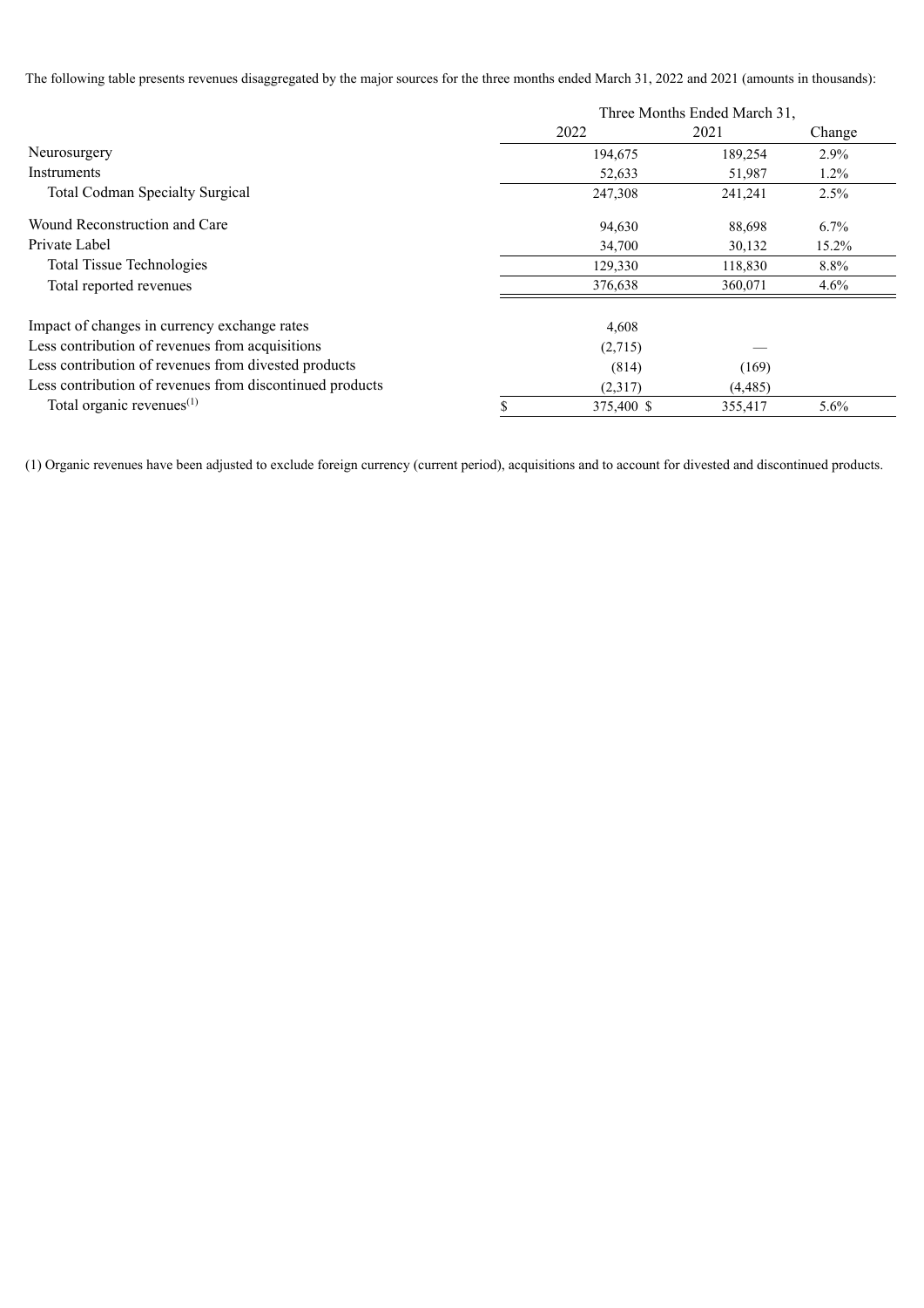The following table presents revenues disaggregated by the major sources for the three months ended March 31, 2022 and 2021 (amounts in thousands):

| | Three Months Ended March 31, | | |
|---|---|---|---|
| | 2022 | 2021 | Change |
| Neurosurgery | 194,675 | 189,254 | 2.9% |
| Instruments | 52,633 | 51,987 | 1.2% |
| Total Codman Specialty Surgical | 247,308 | 241,241 | 2.5% |
| Wound Reconstruction and Care | 94,630 | 88,698 | 6.7% |
| Private Label | 34,700 | 30,132 | 15.2% |
| Total Tissue Technologies | 129,330 | 118,830 | 8.8% |
| Total reported revenues | 376,638 | 360,071 | 4.6% |
| Impact of changes in currency exchange rates | 4,608 | | |
| Less contribution of revenues from acquisitions | (2,715) | — | |
| Less contribution of revenues from divested products | (814) | (169) | |
| Less contribution of revenues from discontinued products | (2,317) | (4,485) | |
| Total organic revenues(1) | $ 375,400 | $ 355,417 | 5.6% |

(1) Organic revenues have been adjusted to exclude foreign currency (current period), acquisitions and to account for divested and discontinued products.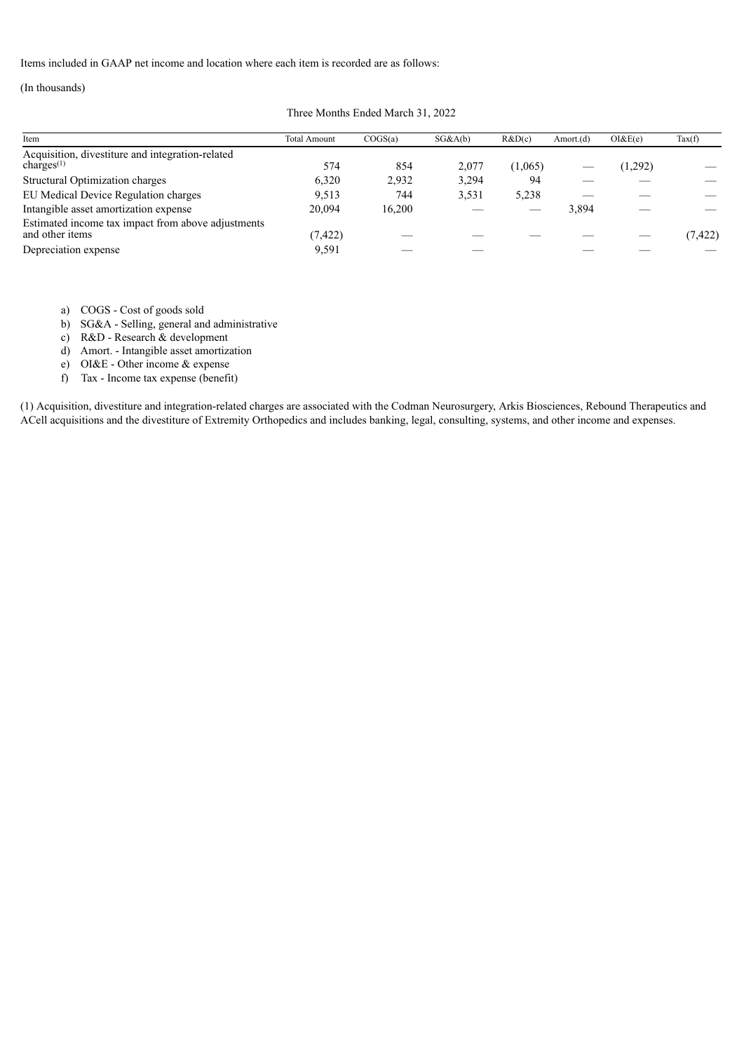Items included in GAAP net income and location where each item is recorded are as follows:

(In thousands)

| | Three Months Ended March 31, 2022 | | | | | | |
|---|---|---|---|---|---|---|---|
| Item | Total Amount | COGS(a) | SG&A(b) | R&D(c) | Amort.(d) | OI&E(e) | Tax(f) |
| Acquisition, divestiture and integration-related charges[(1)] | 574 | 854 | 2,077 | (1,065) | — | (1,292) | — |
| Structural Optimization charges | 6,320 | 2,932 | 3,294 | 94 | — | — | — |
| EU Medical Device Regulation charges | 9,513 | 744 | 3,531 | 5,238 | — | — | — |
| Intangible asset amortization expense | 20,094 | 16,200 | — | — | 3,894 | — | — |
| Estimated income tax impact from above adjustments and other items | (7,422) | — | — | — | — | — | (7,422) |
| Depreciation expense | 9,591 | — | — | — | — | — | — |

a) COGS - Cost of goods sold
b) SG&A - Selling, general and administrative
c) R&D - Research & development
d) Amort. - Intangible asset amortization
e) OI&E - Other income & expense
f) Tax - Income tax expense (benefit)

(1) Acquisition, divestiture and integration-related charges are associated with the Codman Neurosurgery, Arkis Biosciences, Rebound Therapeutics and ACell acquisitions and the divestiture of Extremity Orthopedics and includes banking, legal, consulting, systems, and other income and expenses.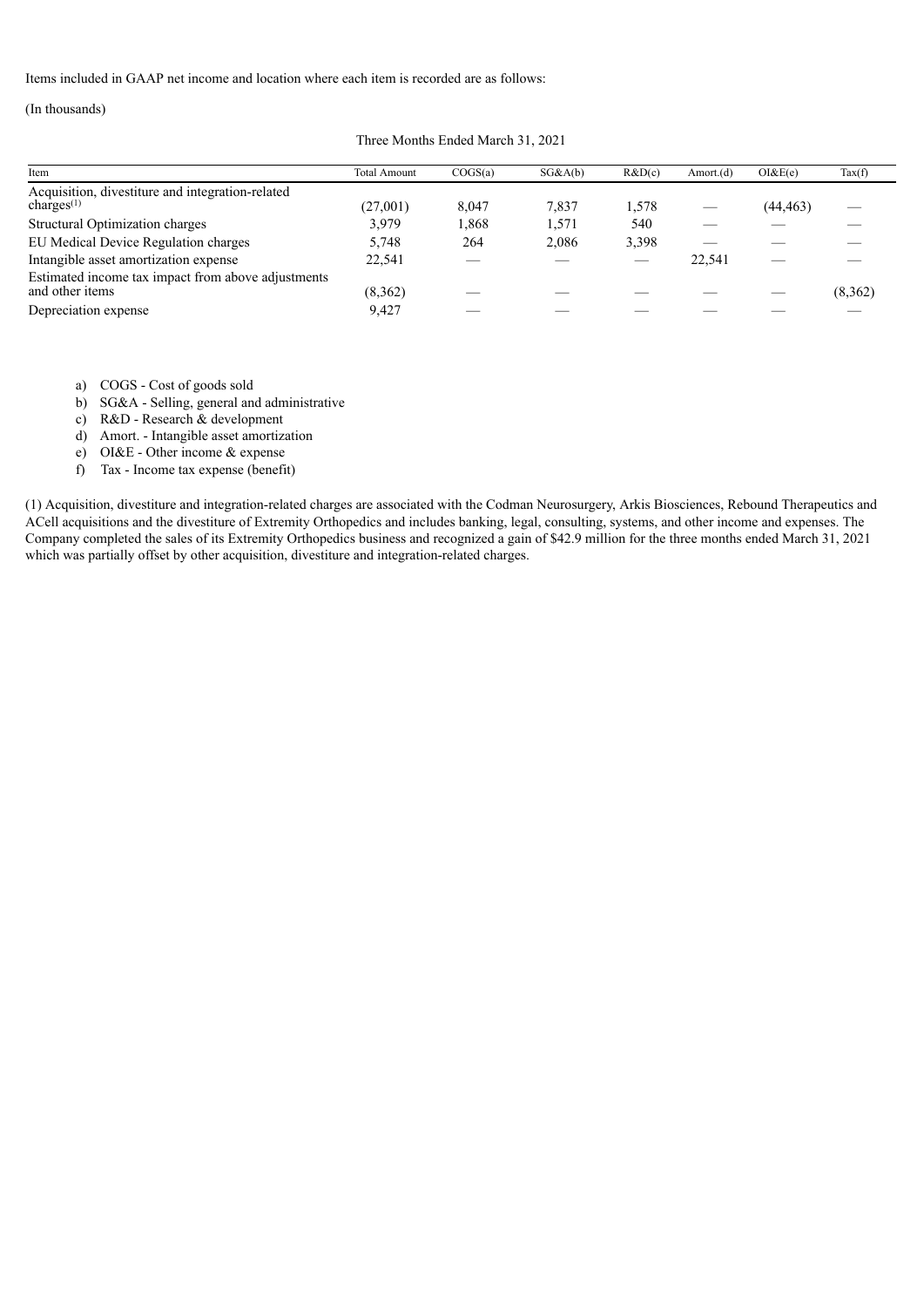Items included in GAAP net income and location where each item is recorded are as follows:

(In thousands)

| | Three Months Ended March 31, 2021 | | | | | | |
|---|---|---|---|---|---|---|---|
| Item | Total Amount | COGS(a) | SG&A(b) | R&D(c) | Amort.(d) | OI&E(e) | Tax(f) |
| Acquisition, divestiture and integration-related charges(1) | (27,001) | 8,047 | 7,837 | 1,578 | — | (44,463) | — |
| Structural Optimization charges | 3,979 | 1,868 | 1,571 | 540 | — | — | — |
| EU Medical Device Regulation charges | 5,748 | 264 | 2,086 | 3,398 | — | — | — |
| Intangible asset amortization expense | 22,541 | — | — | — | 22,541 | — | — |
| Estimated income tax impact from above adjustments and other items | (8,362) | — | — | — | — | — | (8,362) |
| Depreciation expense | 9,427 | — | — | — | — | — | — |

a) COGS - Cost of goods sold
b) SG&A - Selling, general and administrative
c) R&D - Research & development
d) Amort. - Intangible asset amortization
e) OI&E - Other income & expense
f) Tax - Income tax expense (benefit)

(1) Acquisition, divestiture and integration-related charges are associated with the Codman Neurosurgery, Arkis Biosciences, Rebound Therapeutics and ACell acquisitions and the divestiture of Extremity Orthopedics and includes banking, legal, consulting, systems, and other income and expenses. The Company completed the sales of its Extremity Orthopedics business and recognized a gain of $42.9 million for the three months ended March 31, 2021 which was partially offset by other acquisition, divestiture and integration-related charges.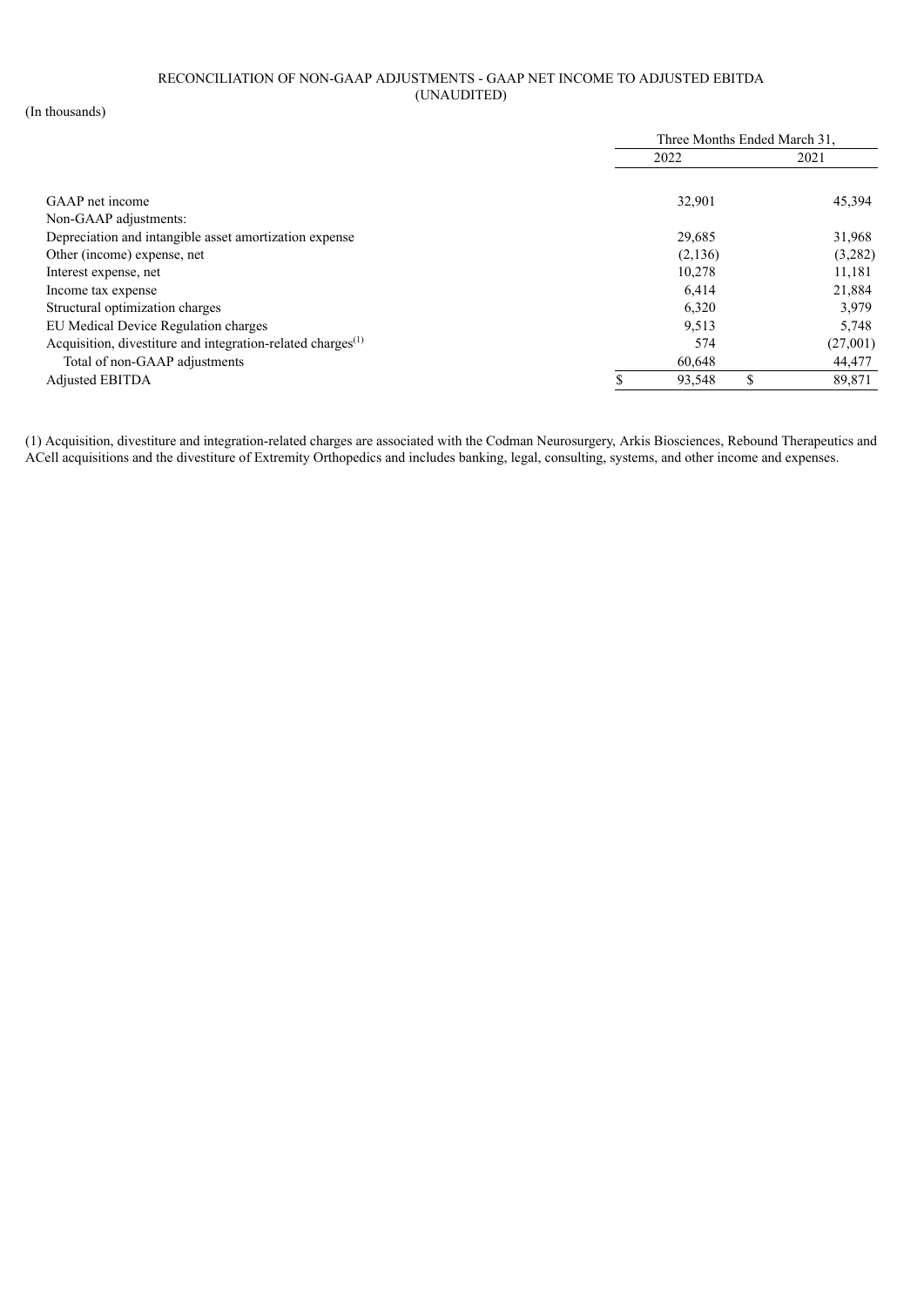RECONCILIATION OF NON-GAAP ADJUSTMENTS - GAAP NET INCOME TO ADJUSTED EBITDA
(UNAUDITED)

(In thousands)

| | Three Months Ended March 31, | |
|---|---|---|
| | 2022 | 2021 |
| GAAP net income | 32,901 | 45,394 |
| Non-GAAP adjustments: | | |
| Depreciation and intangible asset amortization expense | 29,685 | 31,968 |
| Other (income) expense, net | (2,136) | (3,282) |
| Interest expense, net | 10,278 | 11,181 |
| Income tax expense | 6,414 | 21,884 |
| Structural optimization charges | 6,320 | 3,979 |
| EU Medical Device Regulation charges | 9,513 | 5,748 |
| Acquisition, divestiture and integration-related charges[1] | 574 | (27,001) |
| Total of non-GAAP adjustments | 60,648 | 44,477 |
| Adjusted EBITDA | $ 93,548 | $ 89,871 |

(1) Acquisition, divestiture and integration-related charges are associated with the Codman Neurosurgery, Arkis Biosciences, Rebound Therapeutics and ACell acquisitions and the divestiture of Extremity Orthopedics and includes banking, legal, consulting, systems, and other income and expenses.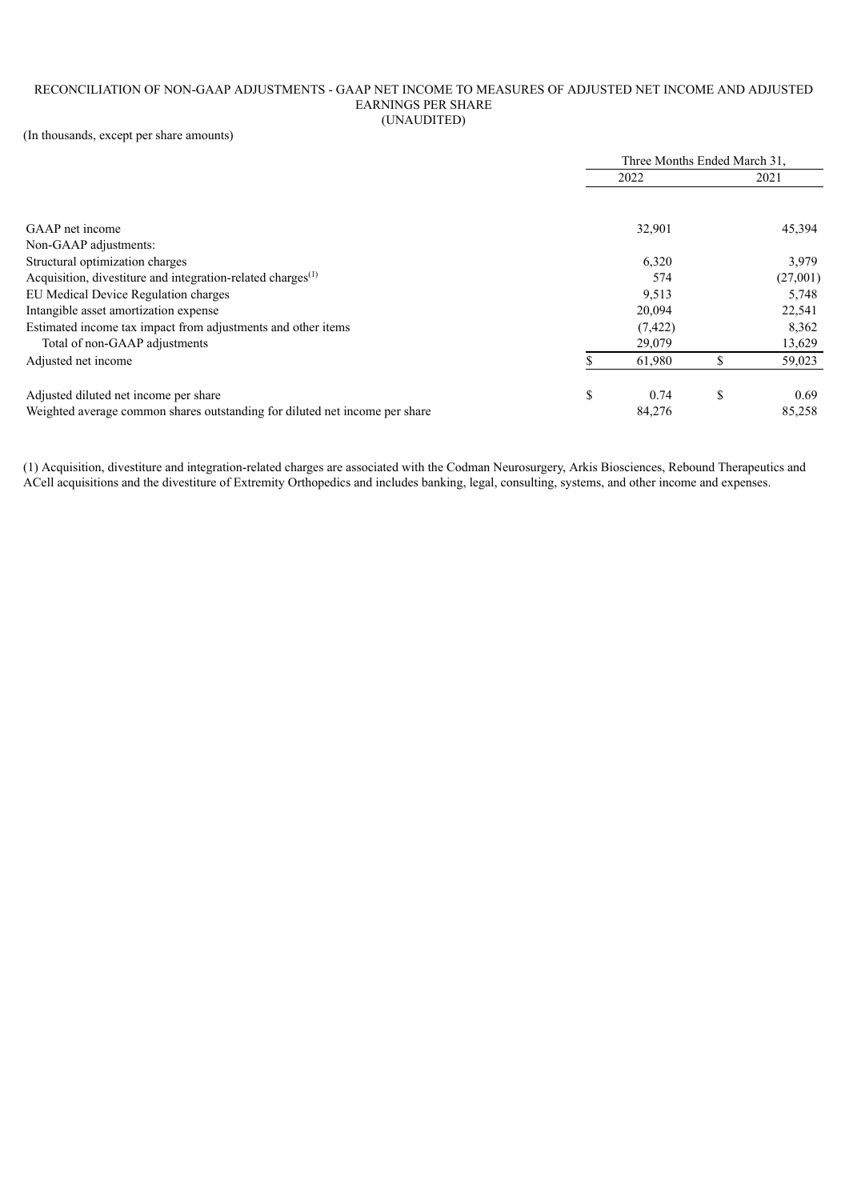RECONCILIATION OF NON-GAAP ADJUSTMENTS - GAAP NET INCOME TO MEASURES OF ADJUSTED NET INCOME AND ADJUSTED EARNINGS PER SHARE
(UNAUDITED)

(In thousands, except per share amounts)

| | Three Months Ended March 31, | |
|---|---|---|
| | 2022 | 2021 |
| GAAP net income | 32,901 | 45,394 |
| Non-GAAP adjustments: | | |
| Structural optimization charges | 6,320 | 3,979 |
| Acquisition, divestiture and integration-related charges[(1)] | 574 | (27,001) |
| EU Medical Device Regulation charges | 9,513 | 5,748 |
| Intangible asset amortization expense | 20,094 | 22,541 |
| Estimated income tax impact from adjustments and other items | (7,422) | 8,362 |
| Total of non-GAAP adjustments | 29,079 | 13,629 |
| Adjusted net income | $ 61,980 | $ 59,023 |
| Adjusted diluted net income per share | $ 0.74 | $ 0.69 |
| Weighted average common shares outstanding for diluted net income per share | 84,276 | 85,258 |

(1) Acquisition, divestiture and integration-related charges are associated with the Codman Neurosurgery, Arkis Biosciences, Rebound Therapeutics and ACell acquisitions and the divestiture of Extremity Orthopedics and includes banking, legal, consulting, systems, and other income and expenses.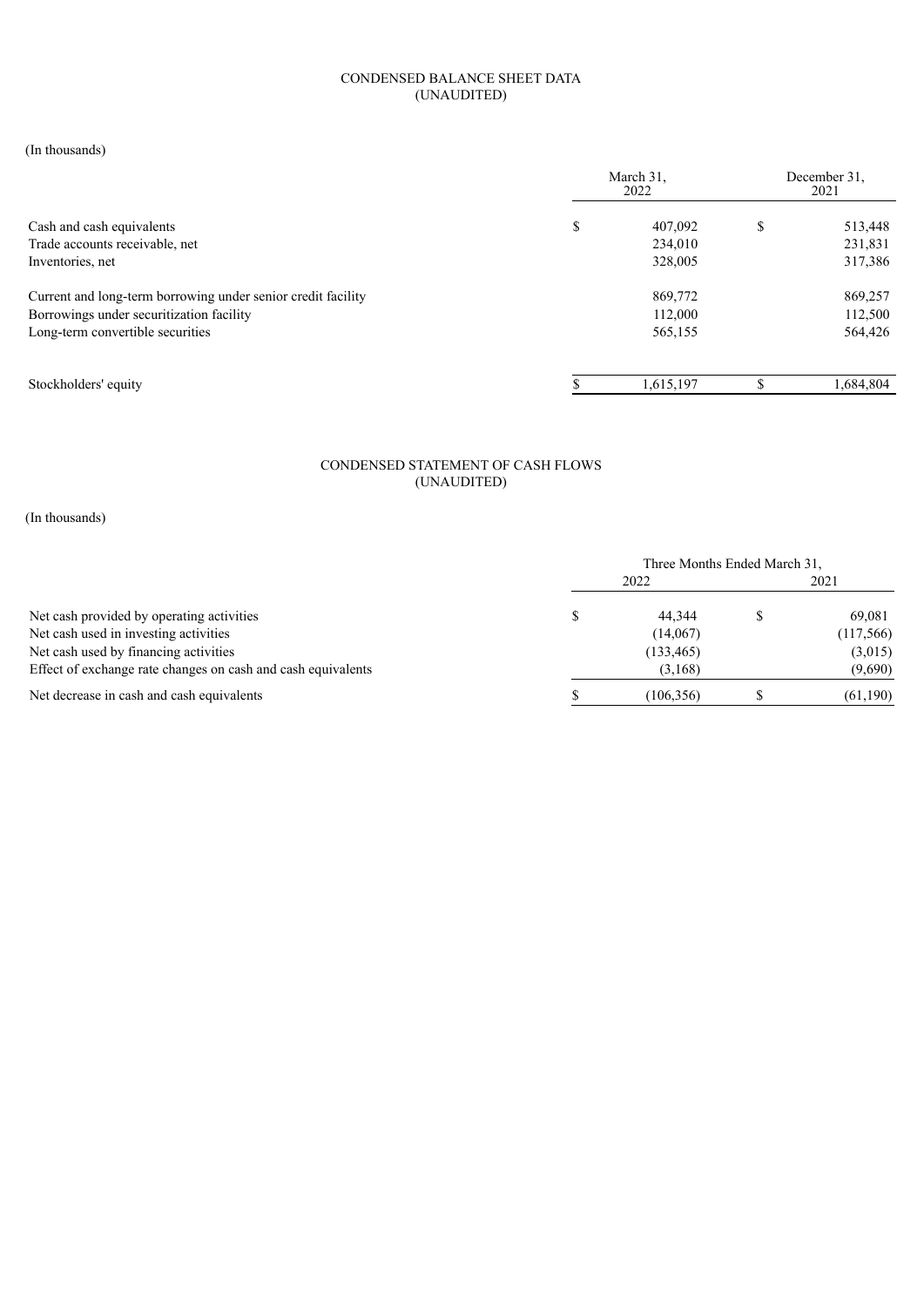# CONDENSED BALANCE SHEET DATA
(UNAUDITED)

(In thousands)

| | March 31, 2022 | December 31, 2021 |
|---|---|---|
| Cash and cash equivalents | $ 407,092 | $ 513,448 |
| Trade accounts receivable, net | 234,010 | 231,831 |
| Inventories, net | 328,005 | 317,386 |
| Current and long-term borrowing under senior credit facility | 869,772 | 869,257 |
| Borrowings under securitization facility | 112,000 | 112,500 |
| Long-term convertible securities | 565,155 | 564,426 |
| Stockholders' equity | $ 1,615,197 | $ 1,684,804 |

# CONDENSED STATEMENT OF CASH FLOWS
(UNAUDITED)

(In thousands)

| | Three Months Ended March 31, | |
|---|---|---|
| | 2022 | 2021 |
| Net cash provided by operating activities | $ 44,344 | $ 69,081 |
| Net cash used in investing activities | (14,067) | (117,566) |
| Net cash used by financing activities | (133,465) | (3,015) |
| Effect of exchange rate changes on cash and cash equivalents | (3,168) | (9,690) |
| Net decrease in cash and cash equivalents | $ (106,356) | $ (61,190) |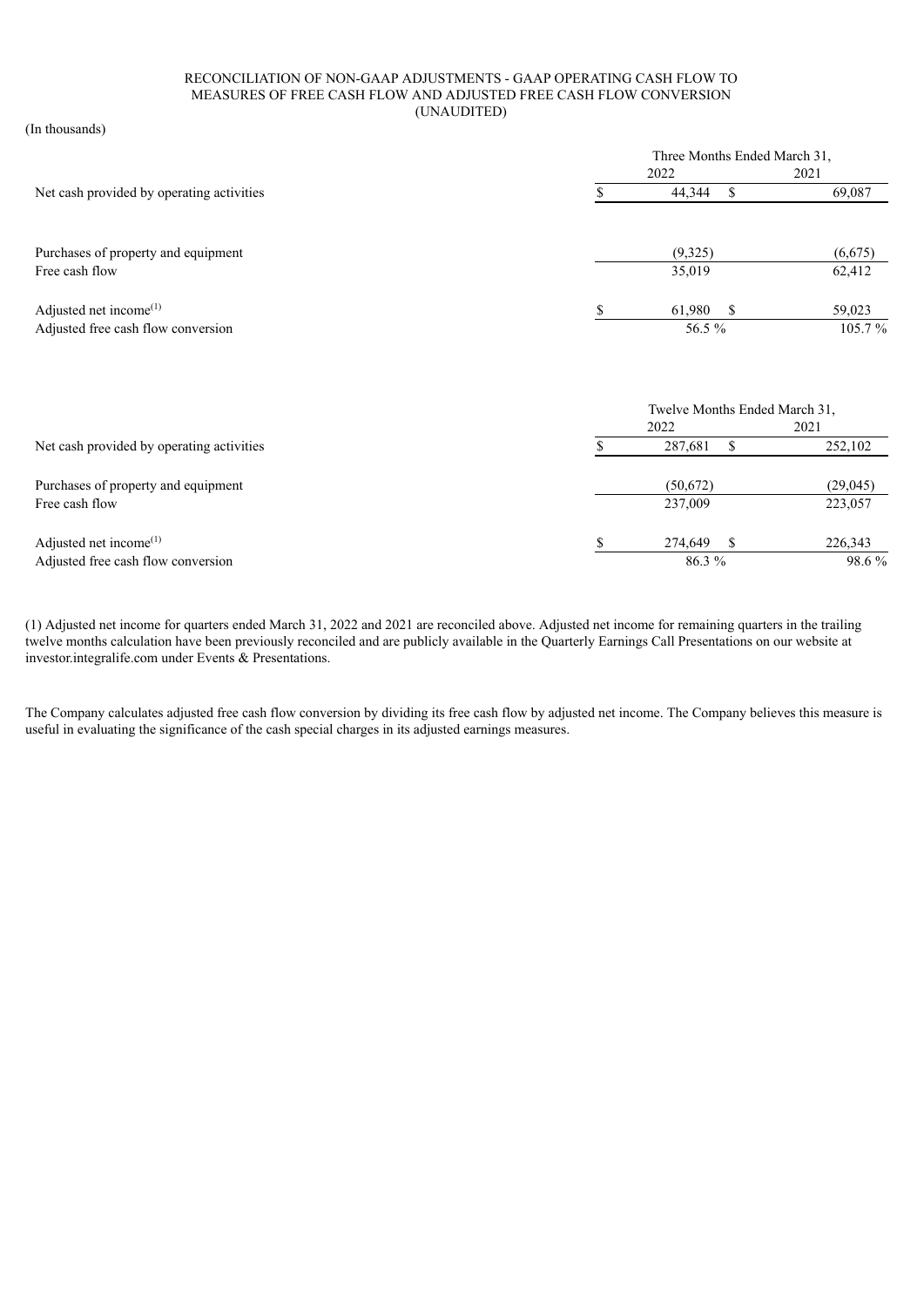RECONCILIATION OF NON-GAAP ADJUSTMENTS - GAAP OPERATING CASH FLOW TO MEASURES OF FREE CASH FLOW AND ADJUSTED FREE CASH FLOW CONVERSION (UNAUDITED)

(In thousands)

| | Three Months Ended March 31, | |
|---|---|---|
| | 2022 | 2021 |
| Net cash provided by operating activities | $ 44,344 | $ 69,087 |
| Purchases of property and equipment | (9,325) | (6,675) |
| Free cash flow | 35,019 | 62,412 |
| Adjusted net income(1) | $ 61,980 | $ 59,023 |
| Adjusted free cash flow conversion | 56.5 % | 105.7 % |

| | Twelve Months Ended March 31, | |
|---|---|---|
| | 2022 | 2021 |
| Net cash provided by operating activities | $ 287,681 | $ 252,102 |
| Purchases of property and equipment | (50,672) | (29,045) |
| Free cash flow | 237,009 | 223,057 |
| Adjusted net income(1) | $ 274,649 | $ 226,343 |
| Adjusted free cash flow conversion | 86.3 % | 98.6 % |

(1) Adjusted net income for quarters ended March 31, 2022 and 2021 are reconciled above. Adjusted net income for remaining quarters in the trailing twelve months calculation have been previously reconciled and are publicly available in the Quarterly Earnings Call Presentations on our website at investor.integralife.com under Events & Presentations.

The Company calculates adjusted free cash flow conversion by dividing its free cash flow by adjusted net income. The Company believes this measure is useful in evaluating the significance of the cash special charges in its adjusted earnings measures.